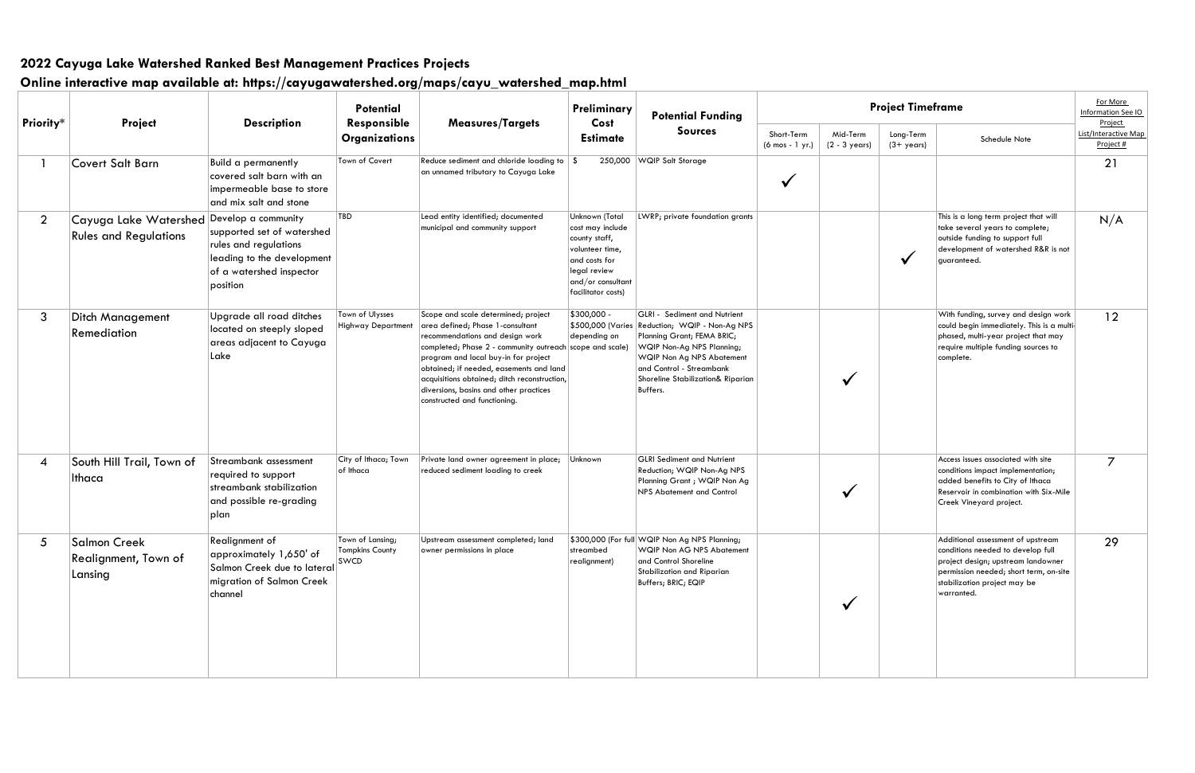## 2022 Cayuga Lake Watershed Ranked Best Management Practices Projects

## Online interactive map available at: https://cayugawatershed.org/maps/cayu_watershed_map.html

| Priority* | Project | Description | Potential Responsible Organizations | Measures/Targets | Preliminary Cost Estimate | Potential Funding Sources | Project Timeframe | | | | For More Information See IO Project List/Interactive Map Project # |
|---|---|---|---|---|---|---|---|---|---|---|---|
| | | | | | | | Short-Term (6 mos - 1 yr.) | Mid-Term (2 - 3 years) | Long-Term (3+ years) | Schedule Note | |
| 1 | Covert Salt Barn | Build a permanently covered salt barn with an impermeable base to store and mix salt and stone | Town of Covert | Reduce sediment and chloride loading to an unnamed tributary to Cayuga Lake | $ 250,000 | WQIP Salt Storage | ✓ | | | | 21 |
| 2 | Cayuga Lake Watershed Rules and Regulations | Develop a community supported set of watershed rules and regulations leading to the development of a watershed inspector position | TBD | Lead entity identified; documented municipal and community support | Unknown (Total cost may include county staff, volunteer time, and costs for legal review and/or consultant facilitator costs) | LWRP; private foundation grants | | | ✓ | This is a long term project that will take several years to complete; outside funding to support full development of watershed R&R is not guaranteed. | N/A |
| 3 | Ditch Management Remediation | Upgrade all road ditches located on steeply sloped areas adjacent to Cayuga Lake | Town of Ulysses Highway Department | Scope and scale determined; project area defined; Phase 1-consultant recommendations and design work completed; Phase 2 - community outreach program and local buy-in for project obtained; if needed, easements and land acquisitions obtained; ditch reconstruction, diversions, basins and other practices constructed and functioning. | $300,000 - $500,000 (Varies depending on scope and scale) | GLRI - Sediment and Nutrient Reduction; WQIP - Non-Ag NPS Planning Grant; FEMA BRIC; WQIP Non-Ag NPS Planning; WQIP Non Ag NPS Abatement and Control - Streambank Shoreline Stabilization& Riparian Buffers. | | ✓ | | With funding, survey and design work could begin immediately. This is a multi-phased, multi-year project that may require multiple funding sources to complete. | 12 |
| 4 | South Hill Trail, Town of Ithaca | Streambank assessment required to support streambank stabilization and possible re-grading plan | City of Ithaca; Town of Ithaca | Private land owner agreement in place; reduced sediment loading to creek | Unknown | GLRI Sediment and Nutrient Reduction; WQIP Non-Ag NPS Planning Grant ; WQIP Non Ag NPS Abatement and Control | | ✓ | | Access issues associated with site conditions impact implementation; added benefits to City of Ithaca Reservoir in combination with Six-Mile Creek Vineyard project. | 7 |
| 5 | Salmon Creek Realignment, Town of Lansing | Realignment of approximately 1,650' of Salmon Creek due to lateral migration of Salmon Creek channel | Town of Lansing; Tompkins County SWCD | Upstream assessment completed; land owner permissions in place | $300,000 (For full streambed realignment) | WQIP Non Ag NPS Planning; WQIP Non AG NPS Abatement and Control Shoreline Stabilization and Riparian Buffers; BRIC; EQIP | | ✓ | | Additional assessment of upstream conditions needed to develop full project design; upstream landowner permission needed; short term, on-site stabilization project may be warranted. | 29 |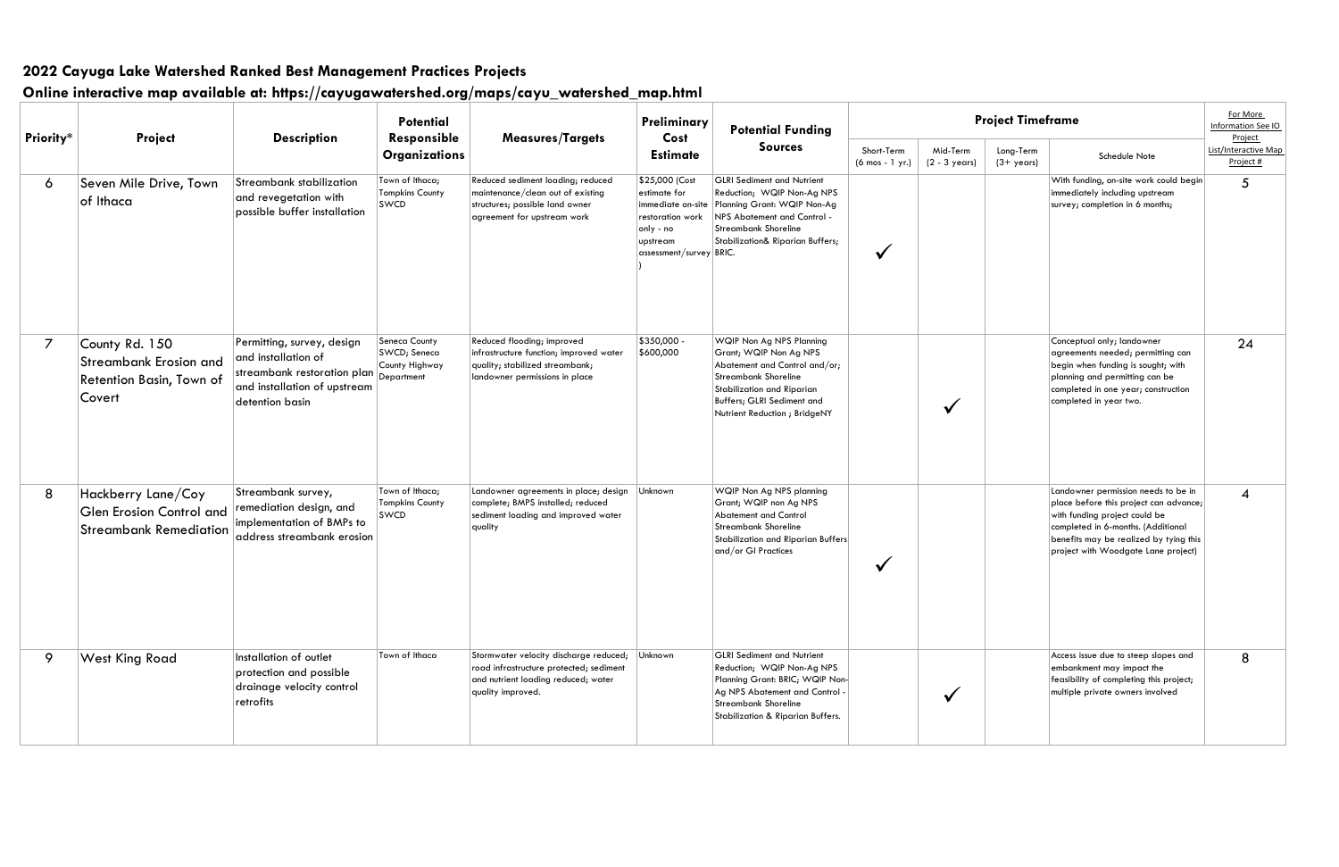## 2022 Cayuga Lake Watershed Ranked Best Management Practices Projects

## Online interactive map available at: https://cayugawatershed.org/maps/cayu_watershed_map.html

| Priority* | Project | Description | Potential Responsible Organizations | Measures/Targets | Preliminary Cost Estimate | Potential Funding Sources | Project Timeframe | | | | For More Information See IO Project List/Interactive Map Project # |
|---|---|---|---|---|---|---|---|---|---|---|---|
| | | | | | | | Short-Term (6 mos - 1 yr.) | Mid-Term (2 - 3 years) | Long-Term (3+ years) | Schedule Note | |
| 6 | Seven Mile Drive, Town of Ithaca | Streambank stabilization and revegetation with possible buffer installation | Town of Ithaca; Tompkins County SWCD | Reduced sediment loading; reduced maintenance/clean out of existing structures; possible land owner agreement for upstream work | $25,000 (Cost estimate for immediate on-site restoration work only - no upstream assessment/survey) | GLRI Sediment and Nutrient Reduction; WQIP Non-Ag NPS Planning Grant: WQIP Non-Ag NPS Abatement and Control - Streambank Shoreline Stabilization& Riparian Buffers; BRIC. | ✓ | | | With funding, on-site work could begin immediately including upstream survey; completion in 6 months; | 5 |
| 7 | County Rd. 150 Streambank Erosion and Retention Basin, Town of Covert | Permitting, survey, design and installation of streambank restoration plan and installation of upstream detention basin | Seneca County SWCD; Seneca County Highway Department | Reduced flooding; improved infrastructure function; improved water quality; stabilized streambank; landowner permissions in place | $350,000 - $600,000 | WQIP Non Ag NPS Planning Grant; WQIP Non Ag NPS Abatement and Control and/or; Streambank Shoreline Stabilization and Riparian Buffers; GLRI Sediment and Nutrient Reduction ; BridgeNY | | ✓ | | Conceptual only; landowner agreements needed; permitting can begin when funding is sought; with planning and permitting can be completed in one year; construction completed in year two. | 24 |
| 8 | Hackberry Lane/Coy Glen Erosion Control and Streambank Remediation | Streambank survey, remediation design, and implementation of BMPs to address streambank erosion | Town of Ithaca; Tompkins County SWCD | Landowner agreements in place; design complete; BMPS installed; reduced sediment loading and improved water quality | Unknown | WQIP Non Ag NPS planning Grant; WQIP non Ag NPS Abatement and Control Streambank Shoreline Stabilization and Riparian Buffers and/or GI Practices | ✓ | | | Landowner permission needs to be in place before this project can advance; with funding project could be completed in 6-months. (Additional benefits may be realized by tying this project with Woodgate Lane project) | 4 |
| 9 | West King Road | Installation of outlet protection and possible drainage velocity control retrofits | Town of Ithaca | Stormwater velocity discharge reduced; road infrastructure protected; sediment and nutrient loading reduced; water quality improved. | Unknown | GLRI Sediment and Nutrient Reduction; WQIP Non-Ag NPS Planning Grant: BRIC; WQIP Non-Ag NPS Abatement and Control - Streambank Shoreline Stabilization & Riparian Buffers. | | ✓ | | Access issue due to steep slopes and embankment may impact the feasibility of completing this project; multiple private owners involved | 8 |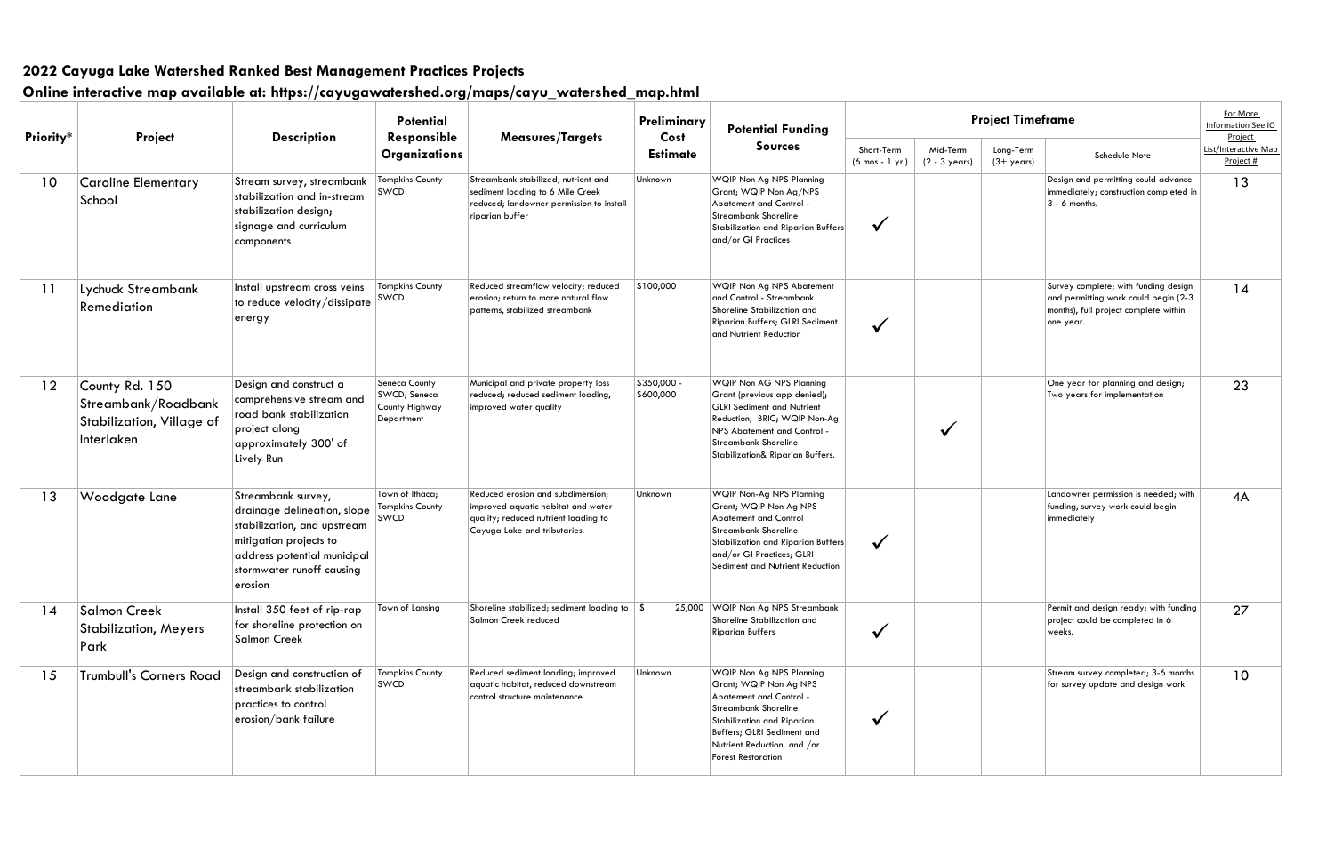## 2022 Cayuga Lake Watershed Ranked Best Management Practices Projects

## Online interactive map available at: https://cayugawatershed.org/maps/cayu_watershed_map.html

| Priority* | Project | Description | Potential Responsible Organizations | Measures/Targets | Preliminary Cost Estimate | Potential Funding Sources | Project Timeframe | | | | For More Information See IO Project List/Interactive Map Project # |
|---|---|---|---|---|---|---|---|---|---|---|---|
| | | | | | | | Short-Term (6 mos - 1 yr.) | Mid-Term (2 - 3 years) | Long-Term (3+ years) | Schedule Note | |
| 10 | Caroline Elementary School | Stream survey, streambank stabilization and in-stream stabilization design; signage and curriculum components | Tompkins County SWCD | Streambank stabilized; nutrient and sediment loading to 6 Mile Creek reduced; landowner permission to install riparian buffer | Unknown | WQIP Non Ag NPS Planning Grant; WQIP Non Ag/NPS Abatement and Control - Streambank Shoreline Stabilization and Riparian Buffers and/or GI Practices | ✓ | | | Design and permitting could advance immediately; construction completed in 3 - 6 months. | 13 |
| 11 | Lychuck Streambank Remediation | Install upstream cross veins to reduce velocity/dissipate energy | Tompkins County SWCD | Reduced streamflow velocity; reduced erosion; return to more natural flow patterns, stabilized streambank | $100,000 | WQIP Non Ag NPS Abatement and Control - Streambank Shoreline Stabilization and Riparian Buffers; GLRI Sediment and Nutrient Reduction | ✓ | | | Survey complete; with funding design and permitting work could begin (2-3 months), full project complete within one year. | 14 |
| 12 | County Rd. 150 Streambank/Roadbank Stabilization, Village of Interlaken | Design and construct a comprehensive stream and road bank stabilization project along approximately 300' of Lively Run | Seneca County SWCD; Seneca County Highway Department | Municipal and private property loss reduced; reduced sediment loading, improved water quality | $350,000 - $600,000 | WQIP Non AG NPS Planning Grant (previous app denied); GLRI Sediment and Nutrient Reduction; BRIC; WQIP Non-Ag NPS Abatement and Control - Streambank Shoreline Stabilization& Riparian Buffers. | | ✓ | | One year for planning and design; Two years for implementation | 23 |
| 13 | Woodgate Lane | Streambank survey, drainage delineation, slope stabilization, and upstream mitigation projects to address potential municipal stormwater runoff causing erosion | Town of Ithaca; Tompkins County SWCD | Reduced erosion and subdimension; improved aquatic habitat and water quality; reduced nutrient loading to Cayuga Lake and tributaries. | Unknown | WQIP Non-Ag NPS Planning Grant; WQIP Non Ag NPS Abatement and Control Streambank Shoreline Stabilization and Riparian Buffers and/or GI Practices; GLRI Sediment and Nutrient Reduction | ✓ | | | Landowner permission is needed; with funding, survey work could begin immediately | 4A |
| 14 | Salmon Creek Stabilization, Meyers Park | Install 350 feet of rip-rap for shoreline protection on Salmon Creek | Town of Lansing | Shoreline stabilized; sediment loading to Salmon Creek reduced | $ 25,000 | WQIP Non Ag NPS Streambank Shoreline Stabilization and Riparian Buffers | ✓ | | | Permit and design ready; with funding project could be completed in 6 weeks. | 27 |
| 15 | Trumbull's Corners Road | Design and construction of streambank stabilization practices to control erosion/bank failure | Tompkins County SWCD | Reduced sediment loading; improved aquatic habitat, reduced downstream control structure maintenance | Unknown | WQIP Non Ag NPS Planning Grant; WQIP Non Ag NPS Abatement and Control - Streambank Shoreline Stabilization and Riparian Buffers; GLRI Sediment and Nutrient Reduction and /or Forest Restoration | ✓ | | | Stream survey completed; 3-6 months for survey update and design work | 10 |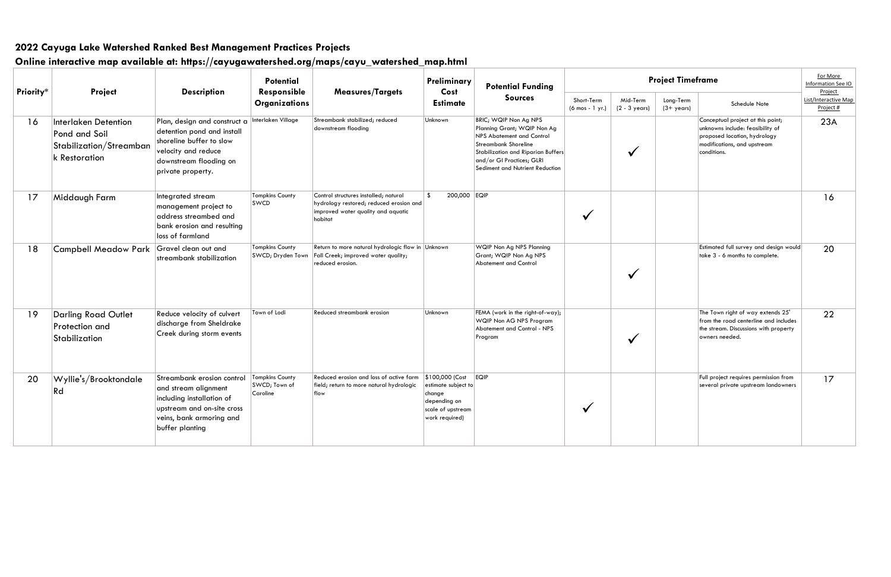## 2022 Cayuga Lake Watershed Ranked Best Management Practices Projects

## Online interactive map available at: https://cayugawatershed.org/maps/cayu_watershed_map.html

| Priority* | Project | Description | Potential Responsible Organizations | Measures/Targets | Preliminary Cost Estimate | Potential Funding Sources | Project Timeframe | | | | For More Information See IO Project List/Interactive Map Project # |
|---|---|---|---|---|---|---|---|---|---|---|---|
| | | | | | | | Short-Term (6 mos - 1 yr.) | Mid-Term (2 - 3 years) | Long-Term (3+ years) | Schedule Note | |
| 16 | Interlaken Detention Pond and Soil Stabilization/Streambank Restoration | Plan, design and construct a detention pond and install shoreline buffer to slow velocity and reduce downstream flooding on private property. | Interlaken Village | Streambank stabilized; reduced downstream flooding | Unknown | BRIC; WQIP Non Ag NPS Planning Grant; WQIP Non Ag NPS Abatement and Control Streambank Shoreline Stabilization and Riparian Buffers and/or GI Practices; GLRI Sediment and Nutrient Reduction | | ✓ | | Conceptual project at this point; unknowns include: feasibility of proposed location, hydrology modifications, and upstream conditions. | 23A |
| 17 | Middaugh Farm | Integrated stream management project to address streambed and bank erosion and resulting loss of farmland | Tompkins County SWCD | Control structures installed; natural hydrology restored; reduced erosion and improved water quality and aquatic habitat | $ 200,000 | EQIP | ✓ | | | | 16 |
| 18 | Campbell Meadow Park | Gravel clean out and streambank stabilization | Tompkins County SWCD; Dryden Town | Return to more natural hydrologic flow in Fall Creek; improved water quality; reduced erosion. | Unknown | WQIP Non Ag NPS Planning Grant; WQIP Non Ag NPS Abatement and Control | | ✓ | | Estimated full survey and design would take 3 - 6 months to complete. | 20 |
| 19 | Darling Road Outlet Protection and Stabilization | Reduce velocity of culvert discharge from Sheldrake Creek during storm events | Town of Lodi | Reduced streambank erosion | Unknown | FEMA (work in the right-of-way); WQIP Non AG NPS Program Abatement and Control - NPS Program | | ✓ | | The Town right of way extends 25' from the road centerline and includes the stream. Discussions with property owners needed. | 22 |
| 20 | Wyllie's/Brooktondale Rd | Streambank erosion control and stream alignment including installation of upstream and on-site cross veins, bank armoring and buffer planting | Tompkins County SWCD; Town of Caroline | Reduced erosion and loss of active farm field; return to more natural hydrologic flow | $100,000 (Cost estimate subject to change depending on scale of upstream work required) | EQIP | ✓ | | | Full project requires permission from several private upstream landowners | 17 |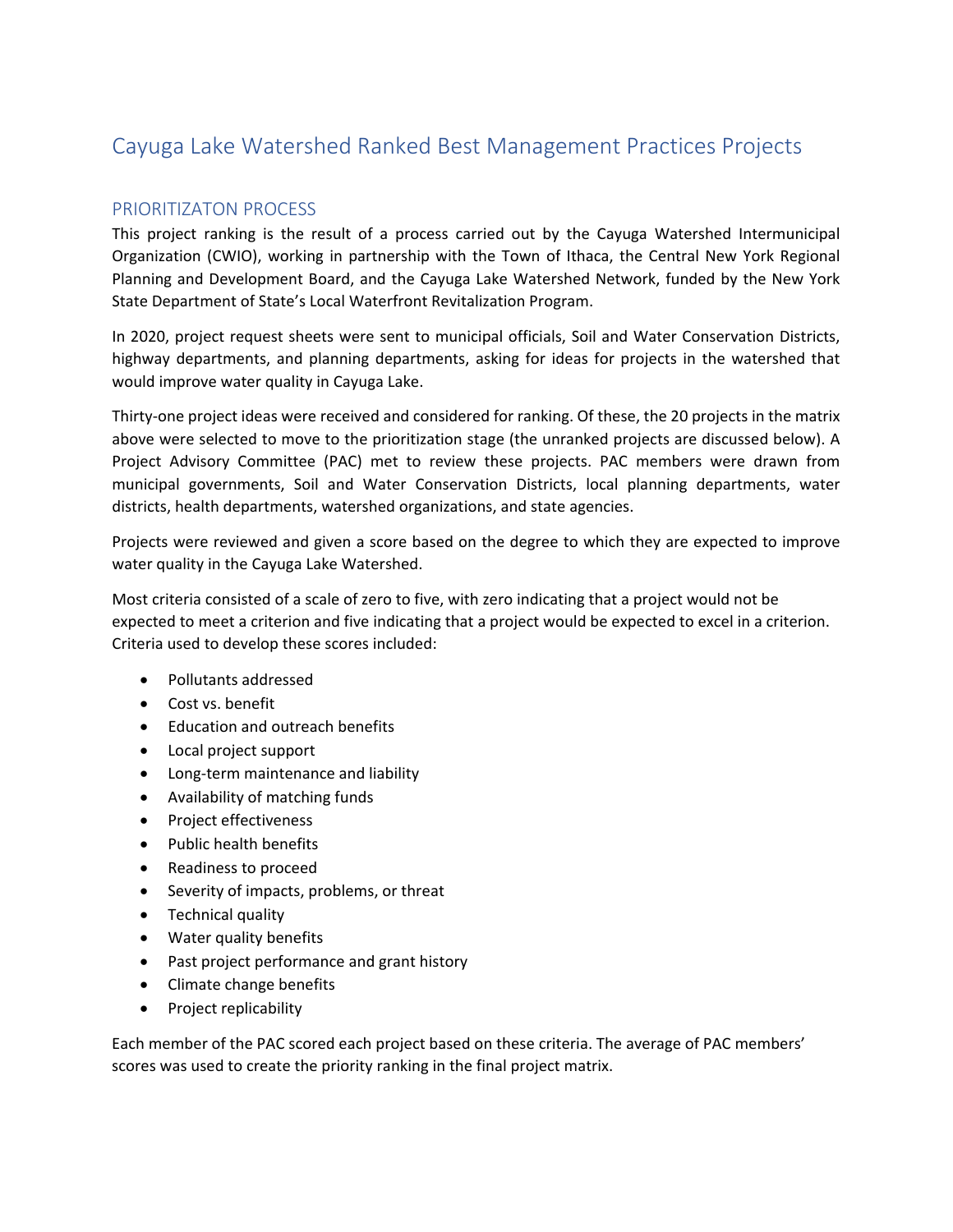# Cayuga Lake Watershed Ranked Best Management Practices Projects

## PRIORITIZATON PROCESS

This project ranking is the result of a process carried out by the Cayuga Watershed Intermunicipal Organization (CWIO), working in partnership with the Town of Ithaca, the Central New York Regional Planning and Development Board, and the Cayuga Lake Watershed Network, funded by the New York State Department of State's Local Waterfront Revitalization Program.

In 2020, project request sheets were sent to municipal officials, Soil and Water Conservation Districts, highway departments, and planning departments, asking for ideas for projects in the watershed that would improve water quality in Cayuga Lake.

Thirty-one project ideas were received and considered for ranking. Of these, the 20 projects in the matrix above were selected to move to the prioritization stage (the unranked projects are discussed below). A Project Advisory Committee (PAC) met to review these projects. PAC members were drawn from municipal governments, Soil and Water Conservation Districts, local planning departments, water districts, health departments, watershed organizations, and state agencies.

Projects were reviewed and given a score based on the degree to which they are expected to improve water quality in the Cayuga Lake Watershed.

Most criteria consisted of a scale of zero to five, with zero indicating that a project would not be expected to meet a criterion and five indicating that a project would be expected to excel in a criterion. Criteria used to develop these scores included:

- Pollutants addressed
- Cost vs. benefit
- Education and outreach benefits
- Local project support
- Long-term maintenance and liability
- Availability of matching funds
- Project effectiveness
- Public health benefits
- Readiness to proceed
- Severity of impacts, problems, or threat
- Technical quality
- Water quality benefits
- Past project performance and grant history
- Climate change benefits
- Project replicability

Each member of the PAC scored each project based on these criteria. The average of PAC members' scores was used to create the priority ranking in the final project matrix.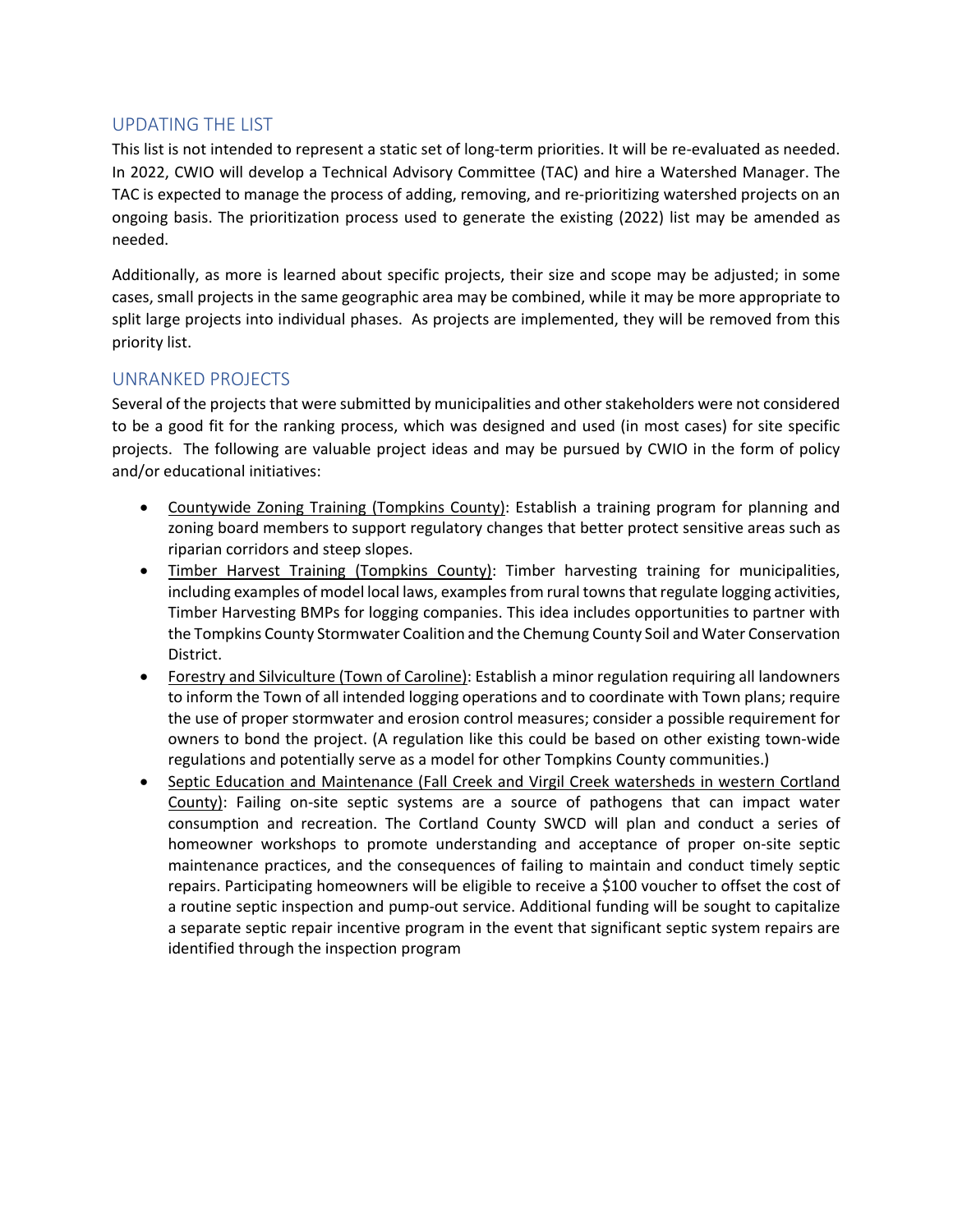## UPDATING THE LIST

This list is not intended to represent a static set of long-term priorities. It will be re-evaluated as needed. In 2022, CWIO will develop a Technical Advisory Committee (TAC) and hire a Watershed Manager. The TAC is expected to manage the process of adding, removing, and re-prioritizing watershed projects on an ongoing basis. The prioritization process used to generate the existing (2022) list may be amended as needed.

Additionally, as more is learned about specific projects, their size and scope may be adjusted; in some cases, small projects in the same geographic area may be combined, while it may be more appropriate to split large projects into individual phases. As projects are implemented, they will be removed from this priority list.

## UNRANKED PROJECTS

Several of the projects that were submitted by municipalities and other stakeholders were not considered to be a good fit for the ranking process, which was designed and used (in most cases) for site specific projects. The following are valuable project ideas and may be pursued by CWIO in the form of policy and/or educational initiatives:

- Countywide Zoning Training (Tompkins County): Establish a training program for planning and zoning board members to support regulatory changes that better protect sensitive areas such as riparian corridors and steep slopes.
- Timber Harvest Training (Tompkins County): Timber harvesting training for municipalities, including examples of model local laws, examples from rural towns that regulate logging activities, Timber Harvesting BMPs for logging companies. This idea includes opportunities to partner with the Tompkins County Stormwater Coalition and the Chemung County Soil and Water Conservation District.
- Forestry and Silviculture (Town of Caroline): Establish a minor regulation requiring all landowners to inform the Town of all intended logging operations and to coordinate with Town plans; require the use of proper stormwater and erosion control measures; consider a possible requirement for owners to bond the project. (A regulation like this could be based on other existing town-wide regulations and potentially serve as a model for other Tompkins County communities.)
- Septic Education and Maintenance (Fall Creek and Virgil Creek watersheds in western Cortland County): Failing on-site septic systems are a source of pathogens that can impact water consumption and recreation. The Cortland County SWCD will plan and conduct a series of homeowner workshops to promote understanding and acceptance of proper on-site septic maintenance practices, and the consequences of failing to maintain and conduct timely septic repairs. Participating homeowners will be eligible to receive a $100 voucher to offset the cost of a routine septic inspection and pump-out service. Additional funding will be sought to capitalize a separate septic repair incentive program in the event that significant septic system repairs are identified through the inspection program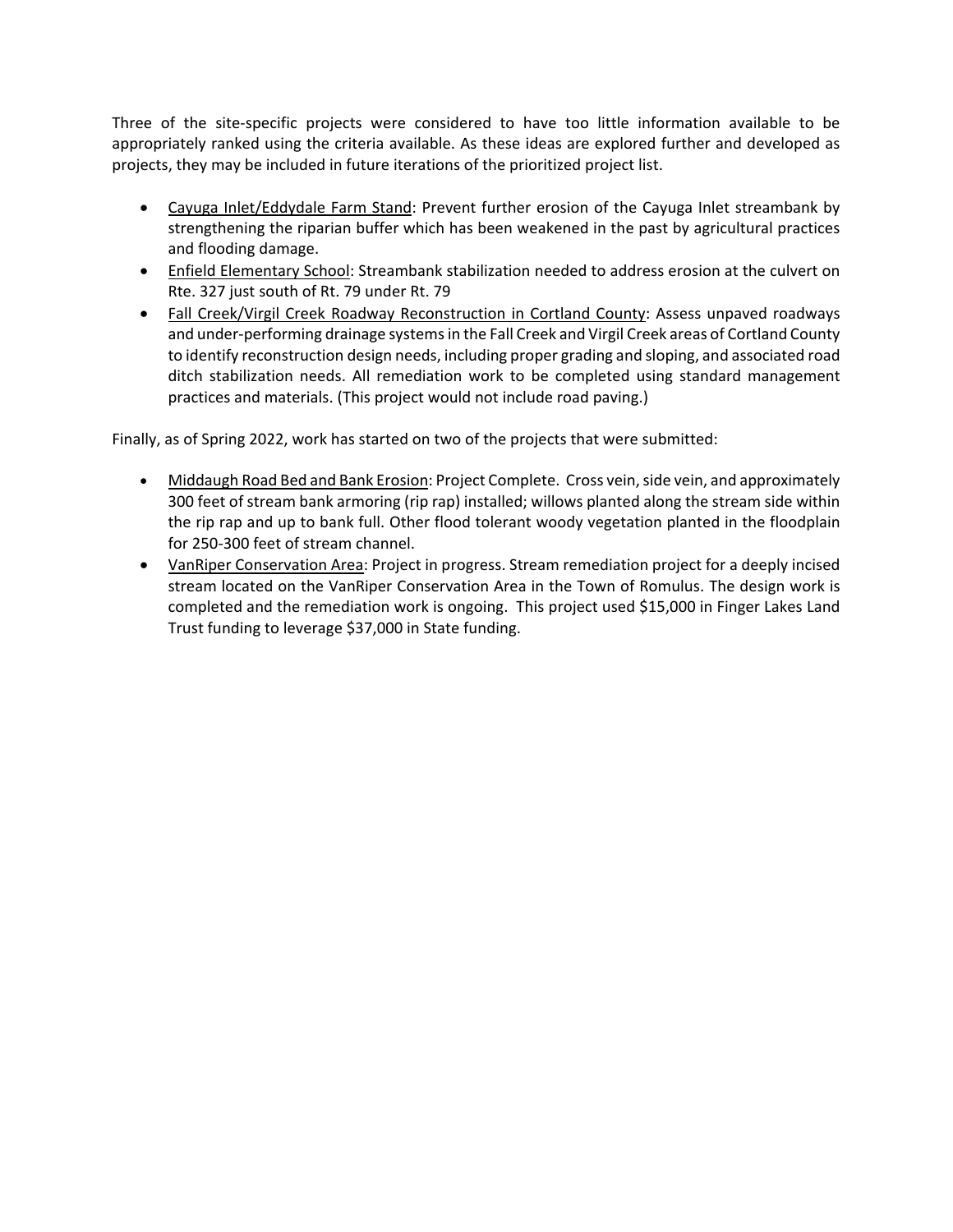Three of the site-specific projects were considered to have too little information available to be appropriately ranked using the criteria available. As these ideas are explored further and developed as projects, they may be included in future iterations of the prioritized project list.

- Cayuga Inlet/Eddydale Farm Stand: Prevent further erosion of the Cayuga Inlet streambank by strengthening the riparian buffer which has been weakened in the past by agricultural practices and flooding damage.
- Enfield Elementary School: Streambank stabilization needed to address erosion at the culvert on Rte. 327 just south of Rt. 79 under Rt. 79
- Fall Creek/Virgil Creek Roadway Reconstruction in Cortland County: Assess unpaved roadways and under-performing drainage systems in the Fall Creek and Virgil Creek areas of Cortland County to identify reconstruction design needs, including proper grading and sloping, and associated road ditch stabilization needs. All remediation work to be completed using standard management practices and materials. (This project would not include road paving.)

Finally, as of Spring 2022, work has started on two of the projects that were submitted:

- Middaugh Road Bed and Bank Erosion: Project Complete. Cross vein, side vein, and approximately 300 feet of stream bank armoring (rip rap) installed; willows planted along the stream side within the rip rap and up to bank full. Other flood tolerant woody vegetation planted in the floodplain for 250-300 feet of stream channel.
- VanRiper Conservation Area: Project in progress. Stream remediation project for a deeply incised stream located on the VanRiper Conservation Area in the Town of Romulus. The design work is completed and the remediation work is ongoing. This project used $15,000 in Finger Lakes Land Trust funding to leverage $37,000 in State funding.